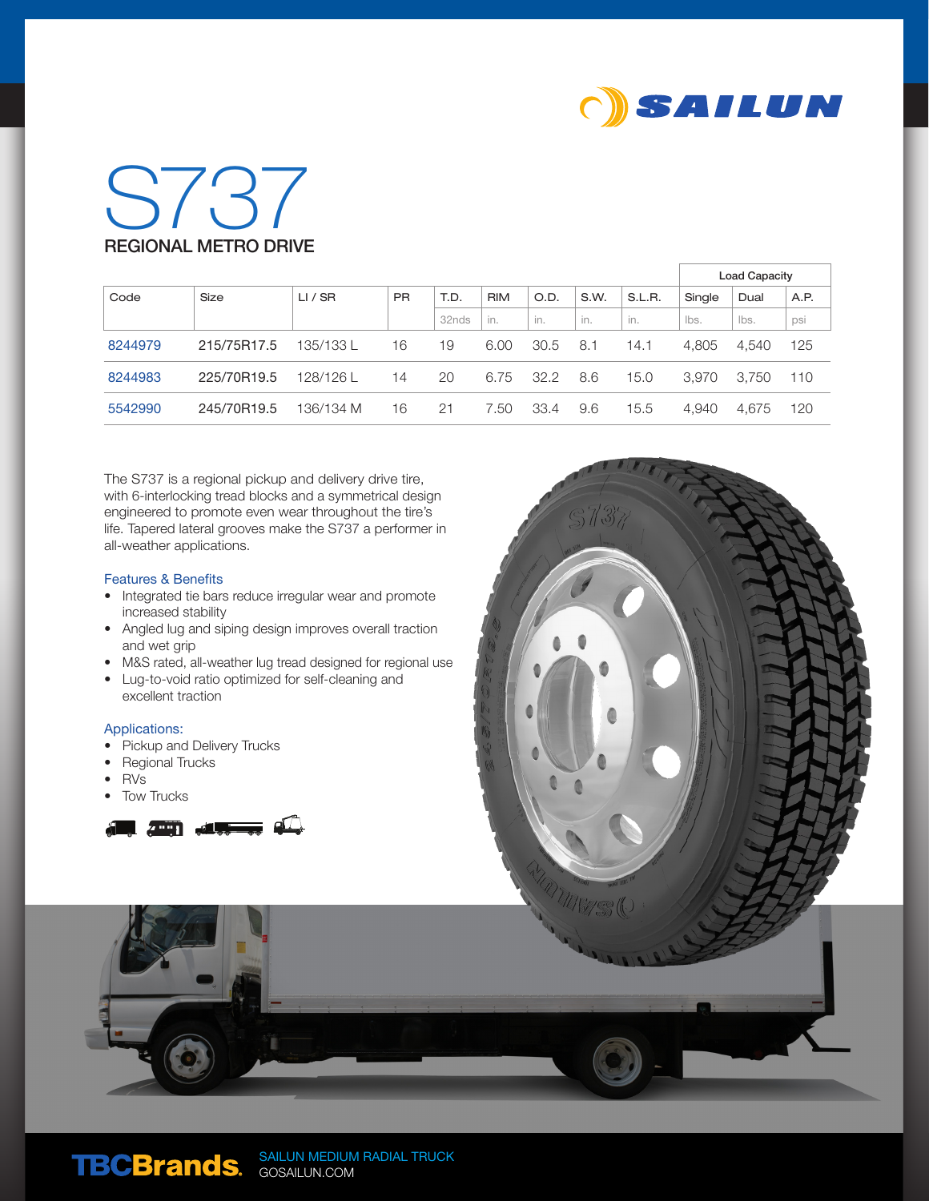# S737

## REGIONAL METRO DRIVE

| Code | Size | LI / SR | PR | T.D. | RIM | O.D. | S.W. | S.L.R. | Load Capacity | | |
|---|---|---|---|---|---|---|---|---|---|---|---|
| | | | | | | | | | Single | Dual | A.P. |
| | | | | 32nds | in. | in. | in. | in. | lbs. | lbs. | psi |
| 8244979 | 215/75R17.5 | 135/133 L | 16 | 19 | 6.00 | 30.5 | 8.1 | 14.1 | 4,805 | 4,540 | 125 |
| 8244983 | 225/70R19.5 | 128/126 L | 14 | 20 | 6.75 | 32.2 | 8.6 | 15.0 | 3,970 | 3,750 | 110 |
| 5542990 | 245/70R19.5 | 136/134 M | 16 | 21 | 7.50 | 33.4 | 9.6 | 15.5 | 4,940 | 4,675 | 120 |

The S737 is a regional pickup and delivery drive tire, with 6-interlocking tread blocks and a symmetrical design engineered to promote even wear throughout the tire's life. Tapered lateral grooves make the S737 a performer in all-weather applications.

### Features & Benefits

- Integrated tie bars reduce irregular wear and promote increased stability
- Angled lug and siping design improves overall traction and wet grip
- M&S rated, all-weather lug tread designed for regional use
- Lug-to-void ratio optimized for self-cleaning and excellent traction

### Applications:

- Pickup and Delivery Trucks
- Regional Trucks
- RVs
- Tow Trucks

TBCBrands. SAILUN MEDIUM RADIAL TRUCK
GOSAILUN.COM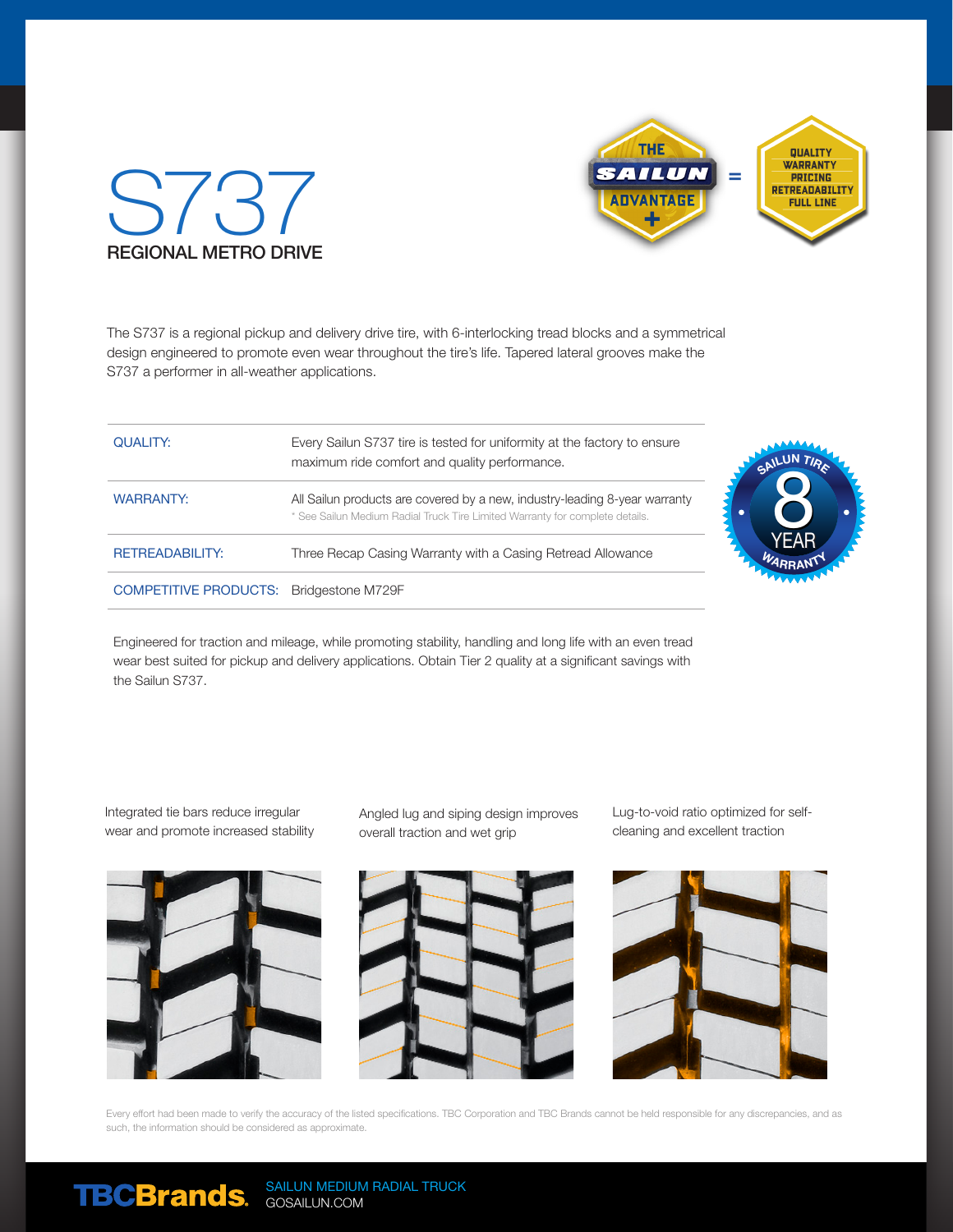# S737

## REGIONAL METRO DRIVE

THE SAILUN ADVANTAGE + = QUALITY WARRANTY PRICING RETREADABILITY FULL LINE

The S737 is a regional pickup and delivery drive tire, with 6-interlocking tread blocks and a symmetrical design engineered to promote even wear throughout the tire's life. Tapered lateral grooves make the S737 a performer in all-weather applications.

| | |
|---|---|
| QUALITY: | Every Sailun S737 tire is tested for uniformity at the factory to ensure maximum ride comfort and quality performance. |
| WARRANTY: | All Sailun products are covered by a new, industry-leading 8-year warranty * See Sailun Medium Radial Truck Tire Limited Warranty for complete details. |
| RETREADABILITY: | Three Recap Casing Warranty with a Casing Retread Allowance |
| COMPETITIVE PRODUCTS: | Bridgestone M729F |

SAILUN TIRE 8 YEAR WARRANTY

Engineered for traction and mileage, while promoting stability, handling and long life with an even tread wear best suited for pickup and delivery applications. Obtain Tier 2 quality at a significant savings with the Sailun S737.

Integrated tie bars reduce irregular wear and promote increased stability

Angled lug and siping design improves overall traction and wet grip

Lug-to-void ratio optimized for self-cleaning and excellent traction

Every effort had been made to verify the accuracy of the listed specifications. TBC Corporation and TBC Brands cannot be held responsible for any discrepancies, and as such, the information should be considered as approximate.

TBCBrands. SAILUN MEDIUM RADIAL TRUCK GOSAILUN.COM